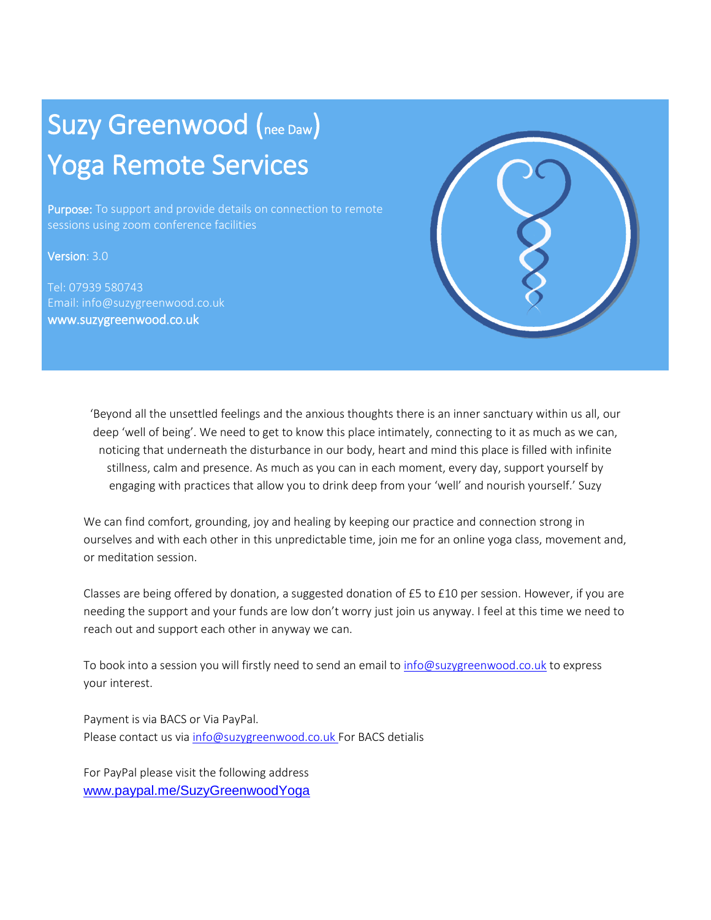# Suzy Greenwood (nee Daw)
# Yoga Remote Services

**Purpose:** To support and provide details on connection to remote sessions using zoom conference facilities

**Version**: 3.0

Tel: 07939 580743
Email: info@suzygreenwood.co.uk
www.suzygreenwood.co.uk

'Beyond all the unsettled feelings and the anxious thoughts there is an inner sanctuary within us all, our deep 'well of being'. We need to get to know this place intimately, connecting to it as much as we can, noticing that underneath the disturbance in our body, heart and mind this place is filled with infinite stillness, calm and presence. As much as you can in each moment, every day, support yourself by engaging with practices that allow you to drink deep from your 'well' and nourish yourself.' Suzy

We can find comfort, grounding, joy and healing by keeping our practice and connection strong in ourselves and with each other in this unpredictable time, join me for an online yoga class, movement and, or meditation session.

Classes are being offered by donation, a suggested donation of £5 to £10 per session. However, if you are needing the support and your funds are low don't worry just join us anyway. I feel at this time we need to reach out and support each other in anyway we can.

To book into a session you will firstly need to send an email to info@suzygreenwood.co.uk to express your interest.

Payment is via BACS or Via PayPal.
Please contact us via info@suzygreenwood.co.uk For BACS detialis

For PayPal please visit the following address
www.paypal.me/SuzyGreenwoodYoga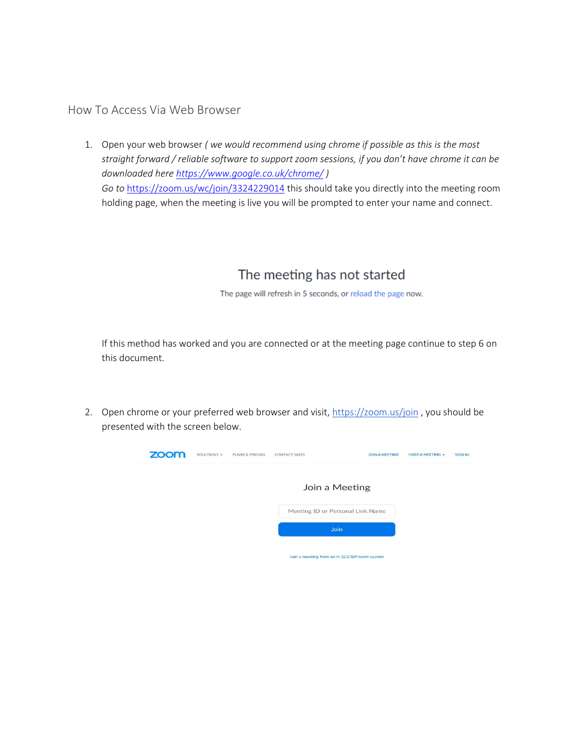## How To Access Via Web Browser

1. Open your web browser *( we would recommend using chrome if possible as this is the most straight forward / reliable software to support zoom sessions, if you don't have chrome it can be downloaded here https://www.google.co.uk/chrome/ )*
   *Go to* https://zoom.us/wc/join/3324229014 this should take you directly into the meeting room holding page, when the meeting is live you will be prompted to enter your name and connect.

   The meeting has not started

   The page will refresh in 5 seconds, or reload the page now.

   If this method has worked and you are connected or at the meeting page continue to step 6 on this document.

2. Open chrome or your preferred web browser and visit, https://zoom.us/join , you should be presented with the screen below.

   zoom SOLUTIONS PLANS & PRICING CONTACT SALES JOIN A MEETING HOST A MEETING SIGN IN

   Join a Meeting

   Meeting ID or Personal Link Name

   Join

   Join a meeting from an H.323/SIP room system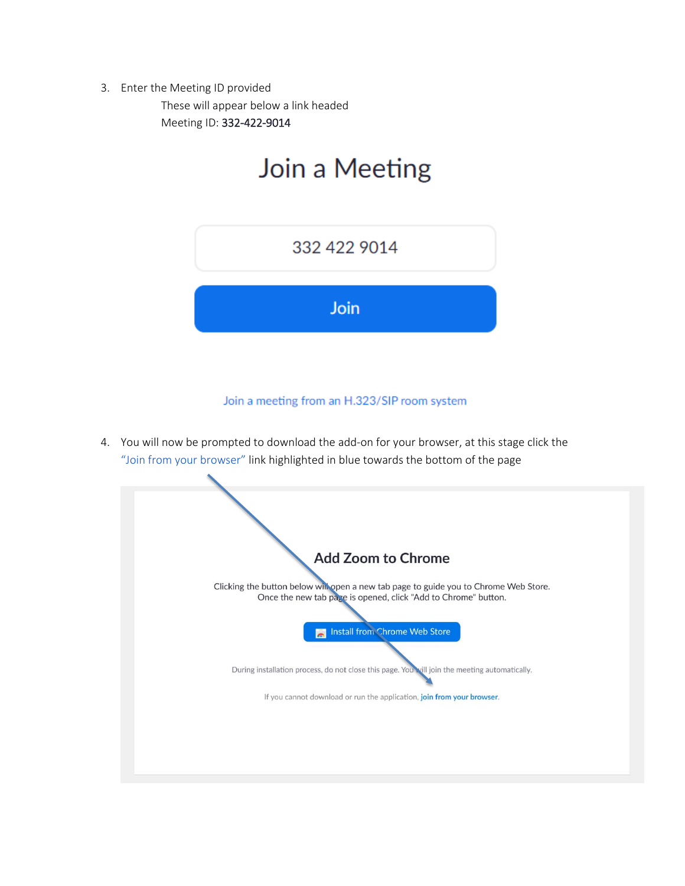3. Enter the Meeting ID provided

   These will appear below a link headed

   Meeting ID: **332-422-9014**

Join a Meeting

332 422 9014

Join

Join a meeting from an H.323/SIP room system

4. You will now be prompted to download the add-on for your browser, at this stage click the "Join from your browser" link highlighted in blue towards the bottom of the page

Add Zoom to Chrome

Clicking the button below will open a new tab page to guide you to Chrome Web Store.
Once the new tab page is opened, click "Add to Chrome" button.

Install from Chrome Web Store

During installation process, do not close this page. You will join the meeting automatically.

If you cannot download or run the application, join from your browser.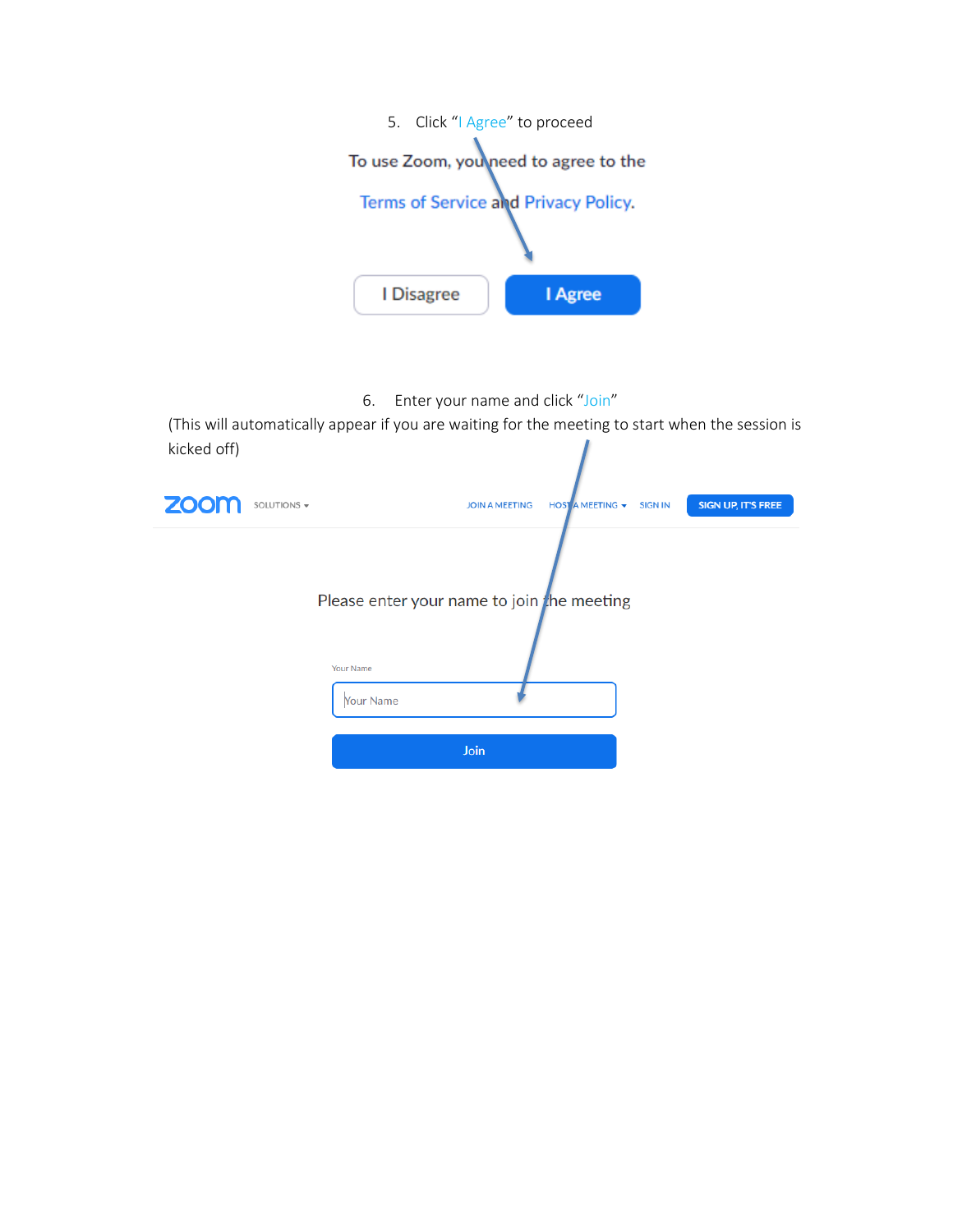5. Click “I Agree” to proceed

To use Zoom, you need to agree to the

Terms of Service and Privacy Policy.

I Disagree

I Agree

6. Enter your name and click “Join”

(This will automatically appear if you are waiting for the meeting to start when the session is kicked off)

zoom SOLUTIONS JOIN A MEETING HOST A MEETING SIGN IN SIGN UP, IT'S FREE

Please enter your name to join the meeting

Your Name

Your Name

Join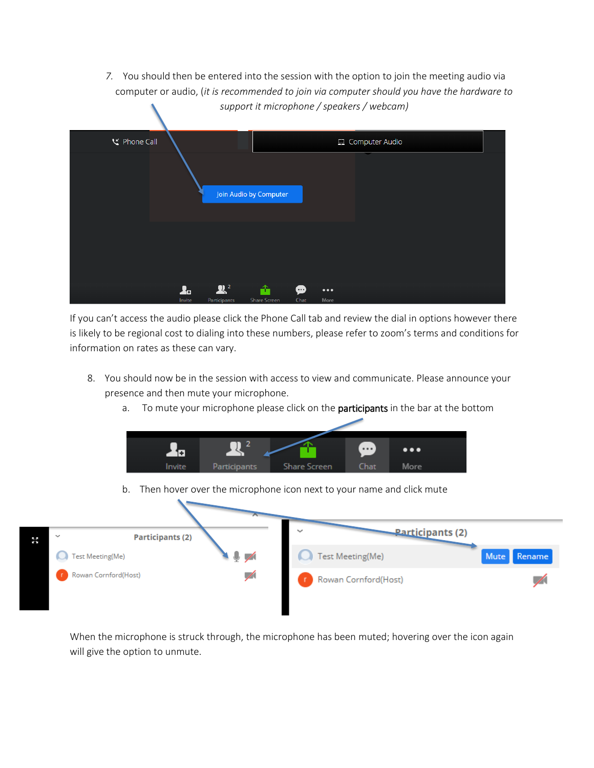7. You should then be entered into the session with the option to join the meeting audio via computer or audio, (*it is recommended to join via computer should you have the hardware to support it microphone / speakers / webcam)*

If you can't access the audio please click the Phone Call tab and review the dial in options however there is likely to be regional cost to dialing into these numbers, please refer to zoom's terms and conditions for information on rates as these can vary.

8. You should now be in the session with access to view and communicate. Please announce your presence and then mute your microphone.
   a. To mute your microphone please click on the **participants** in the bar at the bottom
   b. Then hover over the microphone icon next to your name and click mute

When the microphone is struck through, the microphone has been muted; hovering over the icon again will give the option to unmute.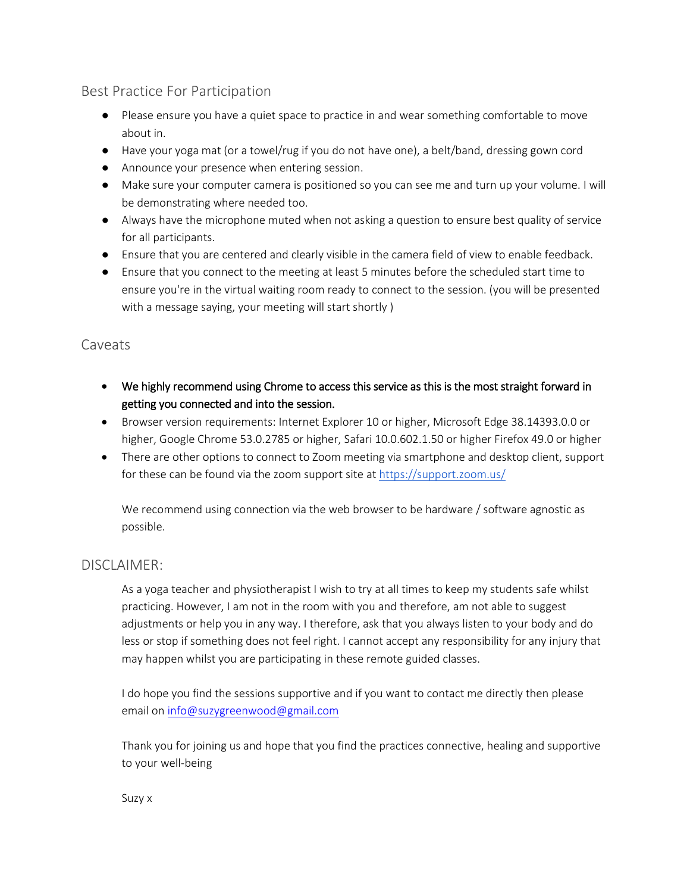## Best Practice For Participation

- Please ensure you have a quiet space to practice in and wear something comfortable to move about in.
- Have your yoga mat (or a towel/rug if you do not have one), a belt/band, dressing gown cord
- Announce your presence when entering session.
- Make sure your computer camera is positioned so you can see me and turn up your volume. I will be demonstrating where needed too.
- Always have the microphone muted when not asking a question to ensure best quality of service for all participants.
- Ensure that you are centered and clearly visible in the camera field of view to enable feedback.
- Ensure that you connect to the meeting at least 5 minutes before the scheduled start time to ensure you're in the virtual waiting room ready to connect to the session. (you will be presented with a message saying, your meeting will start shortly )

## Caveats

- We highly recommend using Chrome to access this service as this is the most straight forward in getting you connected and into the session.
- Browser version requirements: Internet Explorer 10 or higher, Microsoft Edge 38.14393.0.0 or higher, Google Chrome 53.0.2785 or higher, Safari 10.0.602.1.50 or higher Firefox 49.0 or higher
- There are other options to connect to Zoom meeting via smartphone and desktop client, support for these can be found via the zoom support site at https://support.zoom.us/

  We recommend using connection via the web browser to be hardware / software agnostic as possible.

## DISCLAIMER:

As a yoga teacher and physiotherapist I wish to try at all times to keep my students safe whilst practicing. However, I am not in the room with you and therefore, am not able to suggest adjustments or help you in any way. I therefore, ask that you always listen to your body and do less or stop if something does not feel right. I cannot accept any responsibility for any injury that may happen whilst you are participating in these remote guided classes.

I do hope you find the sessions supportive and if you want to contact me directly then please email on info@suzygreenwood@gmail.com

Thank you for joining us and hope that you find the practices connective, healing and supportive to your well-being

Suzy x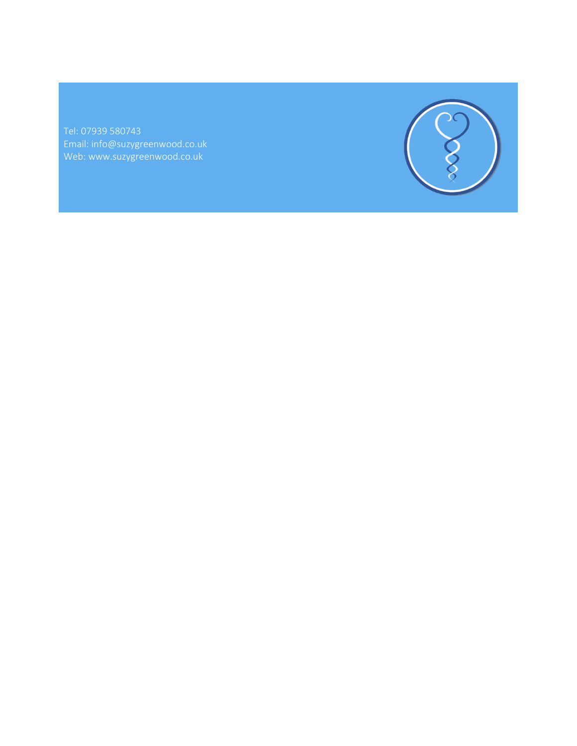Tel: 07939 580743
Email: info@suzygreenwood.co.uk
Web: www.suzygreenwood.co.uk